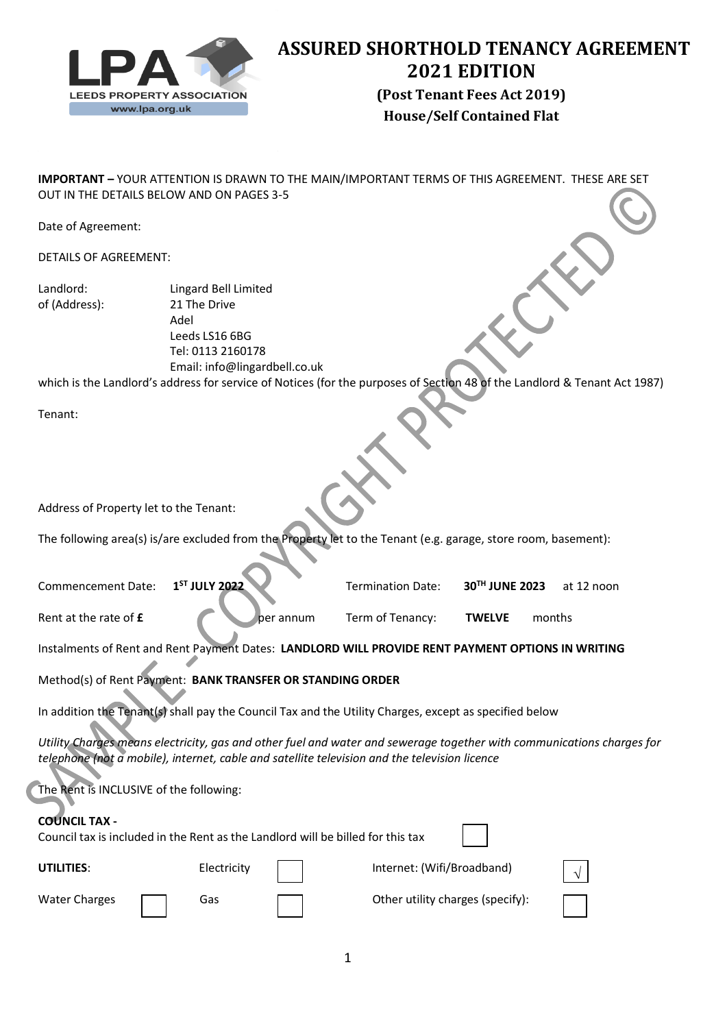# ASSURED SHORTHOLD TENANCY AGREEMENT 2021 EDITION

**(Post Tenant Fees Act 2019)**
**House/Self Contained Flat**

LEEDS PROPERTY ASSOCIATION
www.lpa.org.uk

**IMPORTANT –** YOUR ATTENTION IS DRAWN TO THE MAIN/IMPORTANT TERMS OF THIS AGREEMENT. THESE ARE SET OUT IN THE DETAILS BELOW AND ON PAGES 3-5

Date of Agreement:

DETAILS OF AGREEMENT:

Landlord: Lingard Bell Limited
of (Address): 21 The Drive
Adel
Leeds LS16 6BG
Tel: 0113 2160178
Email: info@lingardbell.co.uk

which is the Landlord's address for service of Notices (for the purposes of Section 48 of the Landlord & Tenant Act 1987)

Tenant:

Address of Property let to the Tenant:

The following area(s) is/are excluded from the Property let to the Tenant (e.g. garage, store room, basement):

Commencement Date: **1ST JULY 2022** Termination Date: **30TH JUNE 2023** at 12 noon

Rent at the rate of **£** per annum Term of Tenancy: **TWELVE** months

Instalments of Rent and Rent Payment Dates: **LANDLORD WILL PROVIDE RENT PAYMENT OPTIONS IN WRITING**

Method(s) of Rent Payment: **BANK TRANSFER OR STANDING ORDER**

In addition the Tenant(s) shall pay the Council Tax and the Utility Charges, except as specified below

*Utility Charges means electricity, gas and other fuel and water and sewerage together with communications charges for telephone (not a mobile), internet, cable and satellite television and the television licence*

The Rent is INCLUSIVE of the following:

**COUNCIL TAX -**
Council tax is included in the Rent as the Landlord will be billed for this tax ☐

**UTILITIES**: Electricity ☐ Internet: (Wifi/Broadband) √

Water Charges ☐ Gas ☐ Other utility charges (specify): ☐

SAMPLE - COPYRIGHT PROTECTED ©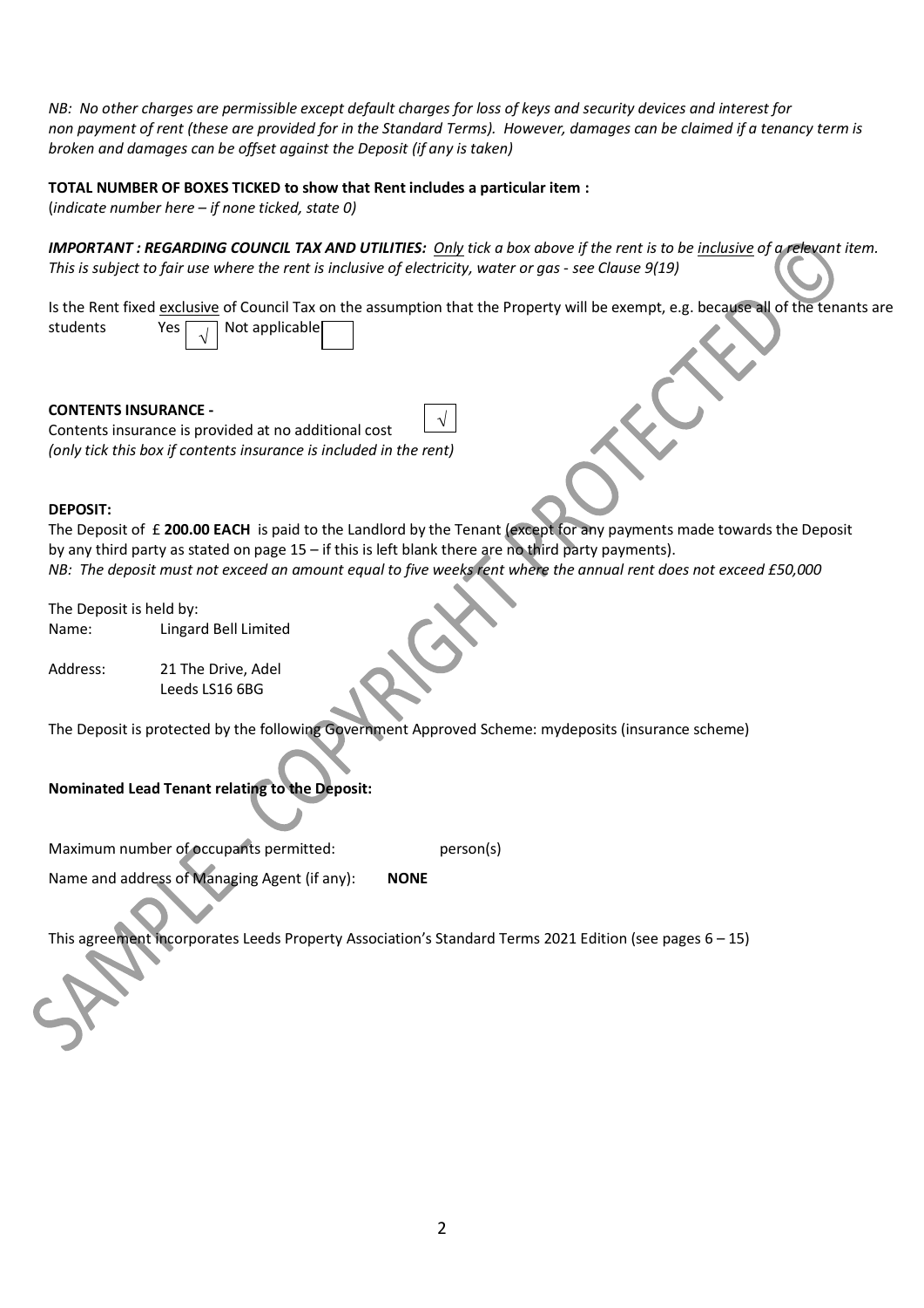*NB: No other charges are permissible except default charges for loss of keys and security devices and interest for non payment of rent (these are provided for in the Standard Terms). However, damages can be claimed if a tenancy term is broken and damages can be offset against the Deposit (if any is taken)*

**TOTAL NUMBER OF BOXES TICKED to show that Rent includes a particular item :**
(*indicate number here – if none ticked, state 0)*

***IMPORTANT : REGARDING COUNCIL TAX AND UTILITIES:*** *Only tick a box above if the rent is to be inclusive of a relevant item. This is subject to fair use where the rent is inclusive of electricity, water or gas - see Clause 9(19)*

Is the Rent fixed exclusive of Council Tax on the assumption that the Property will be exempt, e.g. because all of the tenants are students Yes √ Not applicable

**CONTENTS INSURANCE -**
Contents insurance is provided at no additional cost √
*(only tick this box if contents insurance is included in the rent)*

**DEPOSIT:**
The Deposit of £ **200.00 EACH** is paid to the Landlord by the Tenant (except for any payments made towards the Deposit by any third party as stated on page 15 – if this is left blank there are no third party payments).
*NB: The deposit must not exceed an amount equal to five weeks rent where the annual rent does not exceed £50,000*

The Deposit is held by:
Name: Lingard Bell Limited

Address: 21 The Drive, Adel
Leeds LS16 6BG

The Deposit is protected by the following Government Approved Scheme: mydeposits (insurance scheme)

**Nominated Lead Tenant relating to the Deposit:**

Maximum number of occupants permitted: person(s)

Name and address of Managing Agent (if any): **NONE**

This agreement incorporates Leeds Property Association's Standard Terms 2021 Edition (see pages 6 – 15)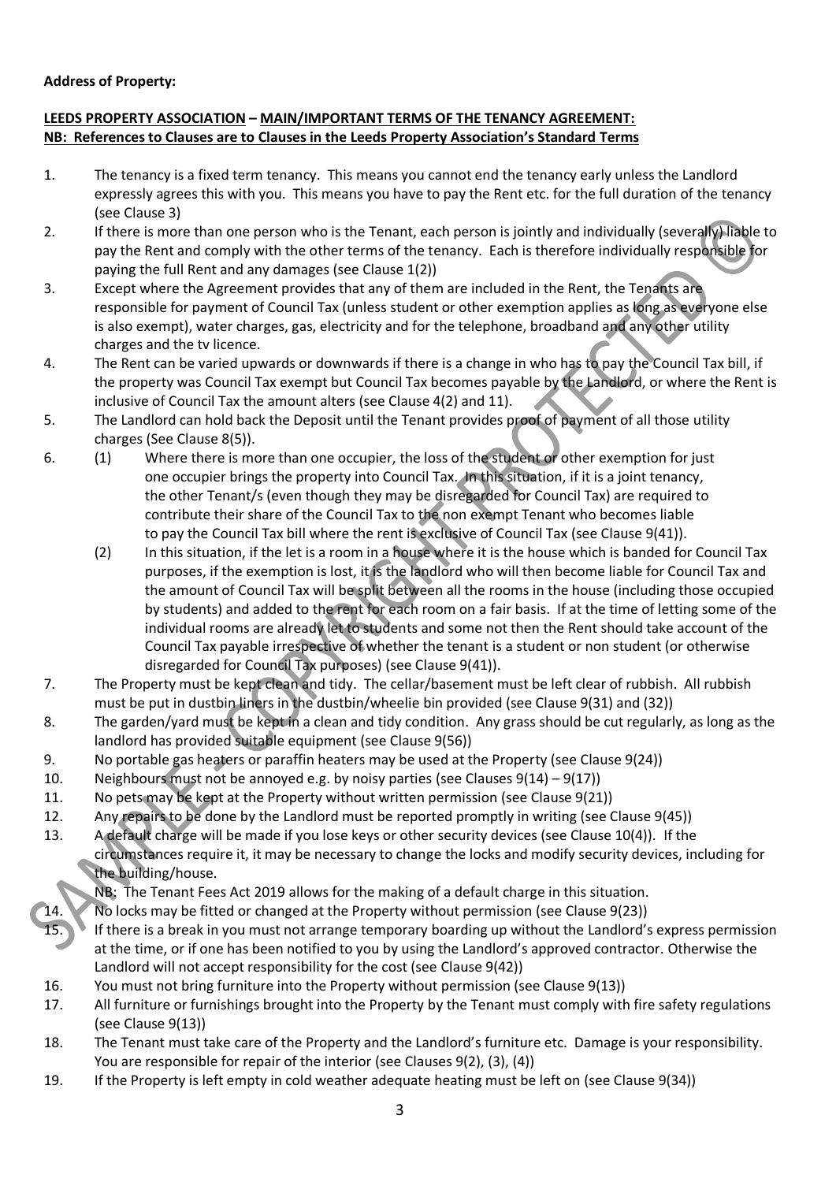**Address of Property:**

**LEEDS PROPERTY ASSOCIATION – MAIN/IMPORTANT TERMS OF THE TENANCY AGREEMENT:**
**NB: References to Clauses are to Clauses in the Leeds Property Association's Standard Terms**

1. The tenancy is a fixed term tenancy. This means you cannot end the tenancy early unless the Landlord expressly agrees this with you. This means you have to pay the Rent etc. for the full duration of the tenancy (see Clause 3)
2. If there is more than one person who is the Tenant, each person is jointly and individually (severally) liable to pay the Rent and comply with the other terms of the tenancy. Each is therefore individually responsible for paying the full Rent and any damages (see Clause 1(2))
3. Except where the Agreement provides that any of them are included in the Rent, the Tenants are responsible for payment of Council Tax (unless student or other exemption applies as long as everyone else is also exempt), water charges, gas, electricity and for the telephone, broadband and any other utility charges and the tv licence.
4. The Rent can be varied upwards or downwards if there is a change in who has to pay the Council Tax bill, if the property was Council Tax exempt but Council Tax becomes payable by the Landlord, or where the Rent is inclusive of Council Tax the amount alters (see Clause 4(2) and 11).
5. The Landlord can hold back the Deposit until the Tenant provides proof of payment of all those utility charges (See Clause 8(5)).
6. (1) Where there is more than one occupier, the loss of the student or other exemption for just one occupier brings the property into Council Tax. In this situation, if it is a joint tenancy, the other Tenant/s (even though they may be disregarded for Council Tax) are required to contribute their share of the Council Tax to the non exempt Tenant who becomes liable to pay the Council Tax bill where the rent is exclusive of Council Tax (see Clause 9(41)).

   (2) In this situation, if the let is a room in a house where it is the house which is banded for Council Tax purposes, if the exemption is lost, it is the landlord who will then become liable for Council Tax and the amount of Council Tax will be split between all the rooms in the house (including those occupied by students) and added to the rent for each room on a fair basis. If at the time of letting some of the individual rooms are already let to students and some not then the Rent should take account of the Council Tax payable irrespective of whether the tenant is a student or non student (or otherwise disregarded for Council Tax purposes) (see Clause 9(41)).
7. The Property must be kept clean and tidy. The cellar/basement must be left clear of rubbish. All rubbish must be put in dustbin liners in the dustbin/wheelie bin provided (see Clause 9(31) and (32))
8. The garden/yard must be kept in a clean and tidy condition. Any grass should be cut regularly, as long as the landlord has provided suitable equipment (see Clause 9(56))
9. No portable gas heaters or paraffin heaters may be used at the Property (see Clause 9(24))
10. Neighbours must not be annoyed e.g. by noisy parties (see Clauses 9(14) – 9(17))
11. No pets may be kept at the Property without written permission (see Clause 9(21))
12. Any repairs to be done by the Landlord must be reported promptly in writing (see Clause 9(45))
13. A default charge will be made if you lose keys or other security devices (see Clause 10(4)). If the circumstances require it, it may be necessary to change the locks and modify security devices, including for the building/house.

    NB: The Tenant Fees Act 2019 allows for the making of a default charge in this situation.
14. No locks may be fitted or changed at the Property without permission (see Clause 9(23))
15. If there is a break in you must not arrange temporary boarding up without the Landlord's express permission at the time, or if one has been notified to you by using the Landlord's approved contractor. Otherwise the Landlord will not accept responsibility for the cost (see Clause 9(42))
16. You must not bring furniture into the Property without permission (see Clause 9(13))
17. All furniture or furnishings brought into the Property by the Tenant must comply with fire safety regulations (see Clause 9(13))
18. The Tenant must take care of the Property and the Landlord's furniture etc. Damage is your responsibility. You are responsible for repair of the interior (see Clauses 9(2), (3), (4))
19. If the Property is left empty in cold weather adequate heating must be left on (see Clause 9(34))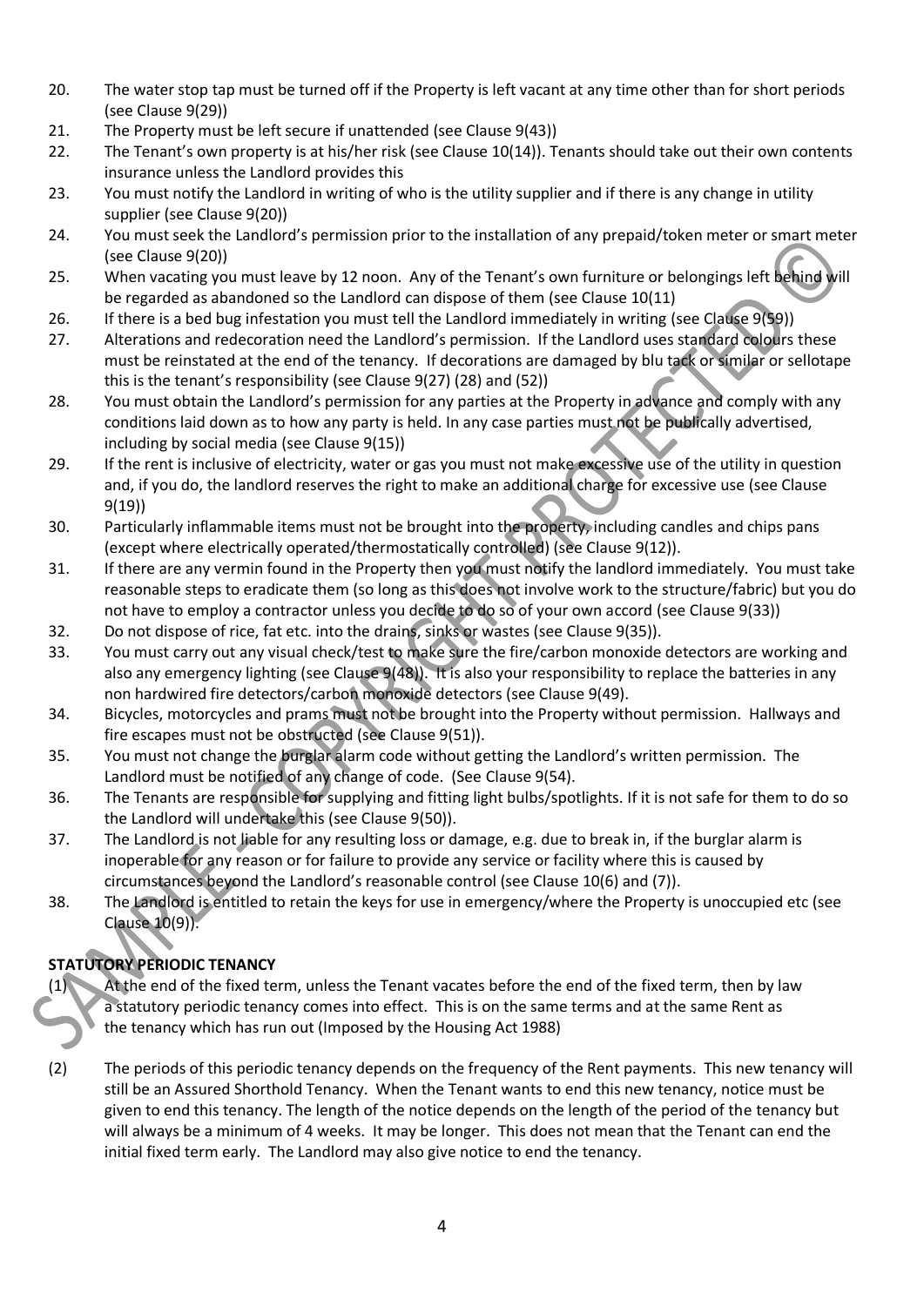20. The water stop tap must be turned off if the Property is left vacant at any time other than for short periods (see Clause 9(29))
21. The Property must be left secure if unattended (see Clause 9(43))
22. The Tenant's own property is at his/her risk (see Clause 10(14)). Tenants should take out their own contents insurance unless the Landlord provides this
23. You must notify the Landlord in writing of who is the utility supplier and if there is any change in utility supplier (see Clause 9(20))
24. You must seek the Landlord's permission prior to the installation of any prepaid/token meter or smart meter (see Clause 9(20))
25. When vacating you must leave by 12 noon. Any of the Tenant's own furniture or belongings left behind will be regarded as abandoned so the Landlord can dispose of them (see Clause 10(11)
26. If there is a bed bug infestation you must tell the Landlord immediately in writing (see Clause 9(59))
27. Alterations and redecoration need the Landlord's permission. If the Landlord uses standard colours these must be reinstated at the end of the tenancy. If decorations are damaged by blu tack or similar or sellotape this is the tenant's responsibility (see Clause 9(27) (28) and (52))
28. You must obtain the Landlord's permission for any parties at the Property in advance and comply with any conditions laid down as to how any party is held. In any case parties must not be publically advertised, including by social media (see Clause 9(15))
29. If the rent is inclusive of electricity, water or gas you must not make excessive use of the utility in question and, if you do, the landlord reserves the right to make an additional charge for excessive use (see Clause 9(19))
30. Particularly inflammable items must not be brought into the property, including candles and chips pans (except where electrically operated/thermostatically controlled) (see Clause 9(12)).
31. If there are any vermin found in the Property then you must notify the landlord immediately. You must take reasonable steps to eradicate them (so long as this does not involve work to the structure/fabric) but you do not have to employ a contractor unless you decide to do so of your own accord (see Clause 9(33))
32. Do not dispose of rice, fat etc. into the drains, sinks or wastes (see Clause 9(35)).
33. You must carry out any visual check/test to make sure the fire/carbon monoxide detectors are working and also any emergency lighting (see Clause 9(48)). It is also your responsibility to replace the batteries in any non hardwired fire detectors/carbon monoxide detectors (see Clause 9(49).
34. Bicycles, motorcycles and prams must not be brought into the Property without permission. Hallways and fire escapes must not be obstructed (see Clause 9(51)).
35. You must not change the burglar alarm code without getting the Landlord's written permission. The Landlord must be notified of any change of code. (See Clause 9(54).
36. The Tenants are responsible for supplying and fitting light bulbs/spotlights. If it is not safe for them to do so the Landlord will undertake this (see Clause 9(50)).
37. The Landlord is not liable for any resulting loss or damage, e.g. due to break in, if the burglar alarm is inoperable for any reason or for failure to provide any service or facility where this is caused by circumstances beyond the Landlord's reasonable control (see Clause 10(6) and (7)).
38. The Landlord is entitled to retain the keys for use in emergency/where the Property is unoccupied etc (see Clause 10(9)).

**STATUTORY PERIODIC TENANCY**

(1) At the end of the fixed term, unless the Tenant vacates before the end of the fixed term, then by law a statutory periodic tenancy comes into effect. This is on the same terms and at the same Rent as the tenancy which has run out (Imposed by the Housing Act 1988)

(2) The periods of this periodic tenancy depends on the frequency of the Rent payments. This new tenancy will still be an Assured Shorthold Tenancy. When the Tenant wants to end this new tenancy, notice must be given to end this tenancy. The length of the notice depends on the length of the period of the tenancy but will always be a minimum of 4 weeks. It may be longer. This does not mean that the Tenant can end the initial fixed term early. The Landlord may also give notice to end the tenancy.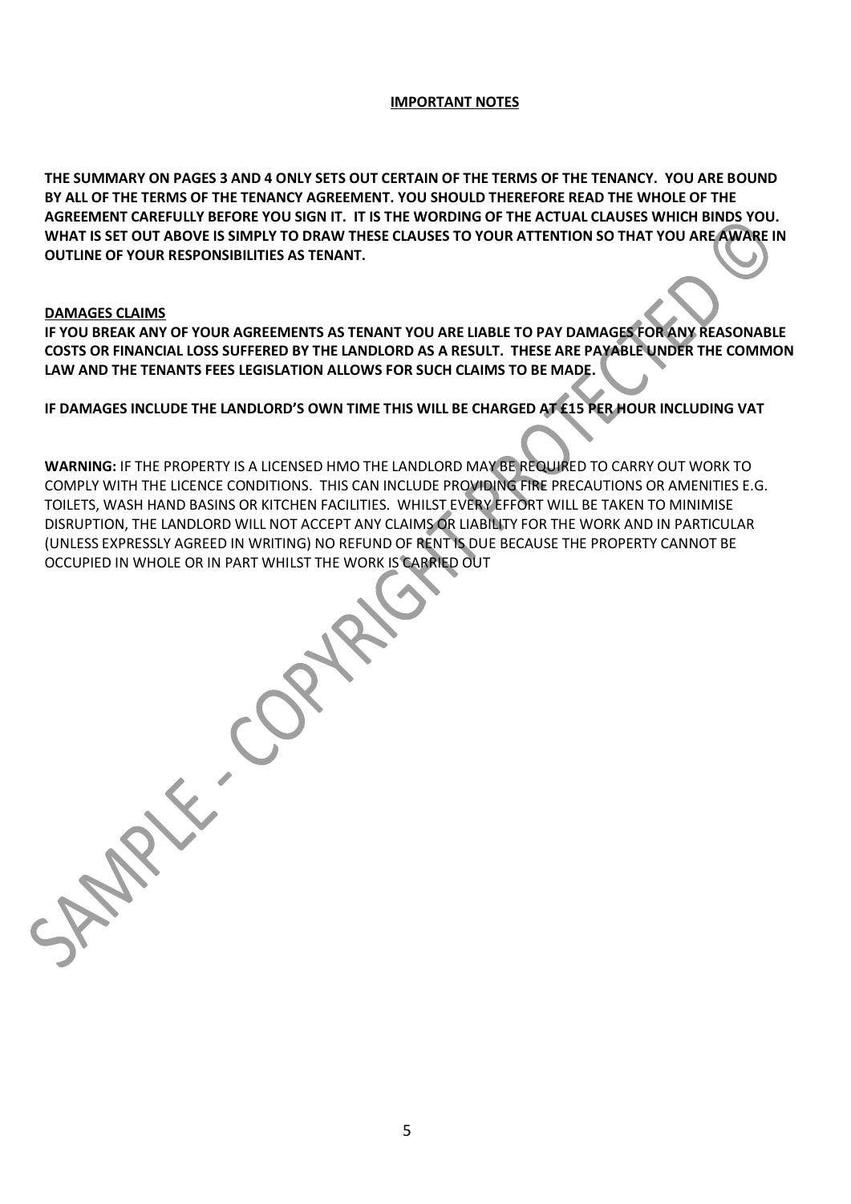**IMPORTANT NOTES**

**THE SUMMARY ON PAGES 3 AND 4 ONLY SETS OUT CERTAIN OF THE TERMS OF THE TENANCY. YOU ARE BOUND BY ALL OF THE TERMS OF THE TENANCY AGREEMENT. YOU SHOULD THEREFORE READ THE WHOLE OF THE AGREEMENT CAREFULLY BEFORE YOU SIGN IT. IT IS THE WORDING OF THE ACTUAL CLAUSES WHICH BINDS YOU. WHAT IS SET OUT ABOVE IS SIMPLY TO DRAW THESE CLAUSES TO YOUR ATTENTION SO THAT YOU ARE AWARE IN OUTLINE OF YOUR RESPONSIBILITIES AS TENANT.**

**DAMAGES CLAIMS**

**IF YOU BREAK ANY OF YOUR AGREEMENTS AS TENANT YOU ARE LIABLE TO PAY DAMAGES FOR ANY REASONABLE COSTS OR FINANCIAL LOSS SUFFERED BY THE LANDLORD AS A RESULT. THESE ARE PAYABLE UNDER THE COMMON LAW AND THE TENANTS FEES LEGISLATION ALLOWS FOR SUCH CLAIMS TO BE MADE.**

**IF DAMAGES INCLUDE THE LANDLORD'S OWN TIME THIS WILL BE CHARGED AT £15 PER HOUR INCLUDING VAT**

**WARNING:** IF THE PROPERTY IS A LICENSED HMO THE LANDLORD MAY BE REQUIRED TO CARRY OUT WORK TO COMPLY WITH THE LICENCE CONDITIONS. THIS CAN INCLUDE PROVIDING FIRE PRECAUTIONS OR AMENITIES E.G. TOILETS, WASH HAND BASINS OR KITCHEN FACILITIES. WHILST EVERY EFFORT WILL BE TAKEN TO MINIMISE DISRUPTION, THE LANDLORD WILL NOT ACCEPT ANY CLAIMS OR LIABILITY FOR THE WORK AND IN PARTICULAR (UNLESS EXPRESSLY AGREED IN WRITING) NO REFUND OF RENT IS DUE BECAUSE THE PROPERTY CANNOT BE OCCUPIED IN WHOLE OR IN PART WHILST THE WORK IS CARRIED OUT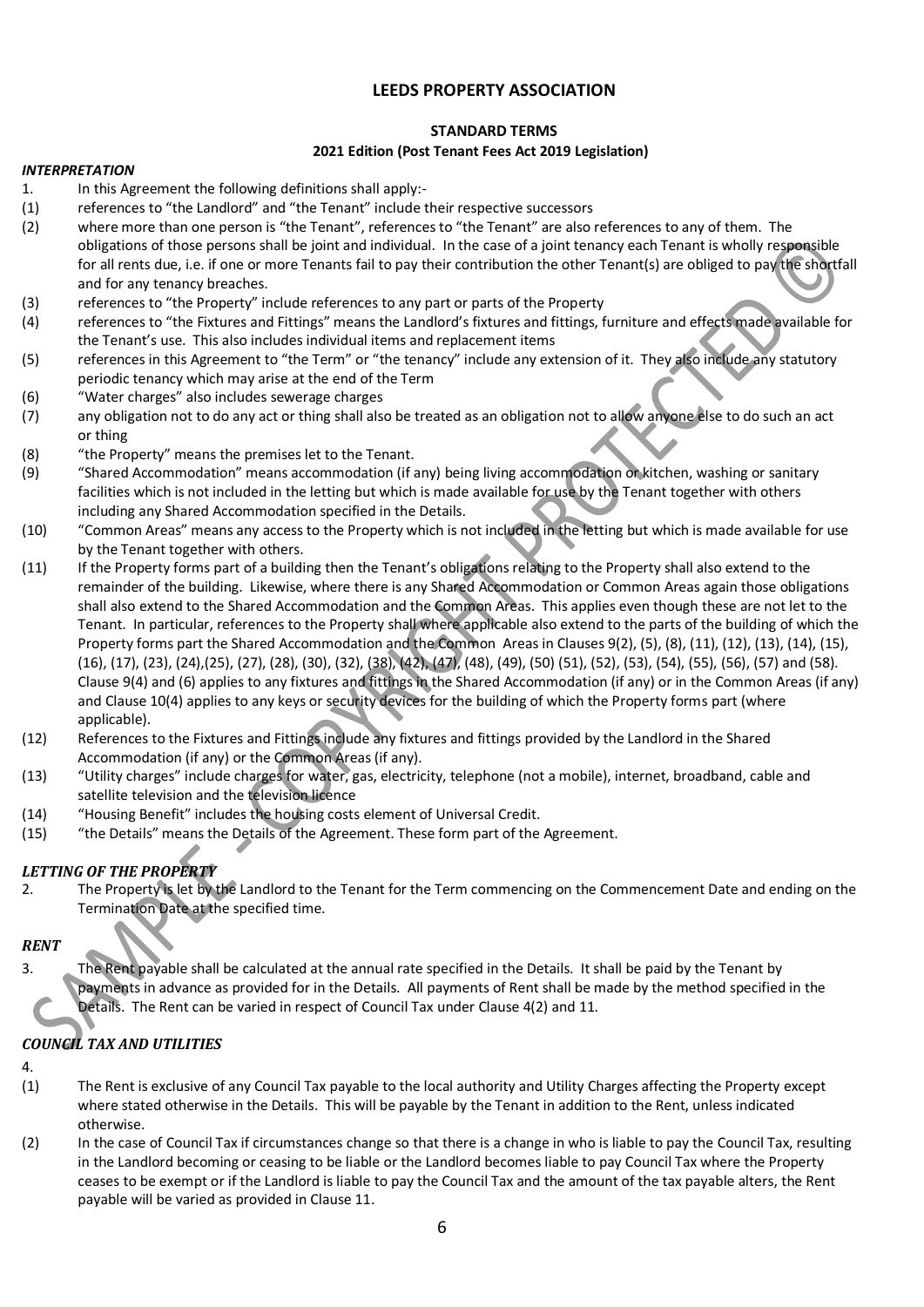# LEEDS PROPERTY ASSOCIATION

## STANDARD TERMS

### 2021 Edition (Post Tenant Fees Act 2019 Legislation)

***INTERPRETATION***

1. In this Agreement the following definitions shall apply:-

(1) references to "the Landlord" and "the Tenant" include their respective successors

(2) where more than one person is "the Tenant", references to "the Tenant" are also references to any of them. The obligations of those persons shall be joint and individual. In the case of a joint tenancy each Tenant is wholly responsible for all rents due, i.e. if one or more Tenants fail to pay their contribution the other Tenant(s) are obliged to pay the shortfall and for any tenancy breaches.

(3) references to "the Property" include references to any part or parts of the Property

(4) references to "the Fixtures and Fittings" means the Landlord's fixtures and fittings, furniture and effects made available for the Tenant's use. This also includes individual items and replacement items

(5) references in this Agreement to "the Term" or "the tenancy" include any extension of it. They also include any statutory periodic tenancy which may arise at the end of the Term

(6) "Water charges" also includes sewerage charges

(7) any obligation not to do any act or thing shall also be treated as an obligation not to allow anyone else to do such an act or thing

(8) "the Property" means the premises let to the Tenant.

(9) "Shared Accommodation" means accommodation (if any) being living accommodation or kitchen, washing or sanitary facilities which is not included in the letting but which is made available for use by the Tenant together with others including any Shared Accommodation specified in the Details.

(10) "Common Areas" means any access to the Property which is not included in the letting but which is made available for use by the Tenant together with others.

(11) If the Property forms part of a building then the Tenant's obligations relating to the Property shall also extend to the remainder of the building. Likewise, where there is any Shared Accommodation or Common Areas again those obligations shall also extend to the Shared Accommodation and the Common Areas. This applies even though these are not let to the Tenant. In particular, references to the Property shall where applicable also extend to the parts of the building of which the Property forms part the Shared Accommodation and the Common Areas in Clauses 9(2), (5), (8), (11), (12), (13), (14), (15), (16), (17), (23), (24),(25), (27), (28), (30), (32), (38), (42), (47), (48), (49), (50) (51), (52), (53), (54), (55), (56), (57) and (58). Clause 9(4) and (6) applies to any fixtures and fittings in the Shared Accommodation (if any) or in the Common Areas (if any) and Clause 10(4) applies to any keys or security devices for the building of which the Property forms part (where applicable).

(12) References to the Fixtures and Fittings include any fixtures and fittings provided by the Landlord in the Shared Accommodation (if any) or the Common Areas (if any).

(13) "Utility charges" include charges for water, gas, electricity, telephone (not a mobile), internet, broadband, cable and satellite television and the television licence

(14) "Housing Benefit" includes the housing costs element of Universal Credit.

(15) "the Details" means the Details of the Agreement. These form part of the Agreement.

***LETTING OF THE PROPERTY***

2. The Property is let by the Landlord to the Tenant for the Term commencing on the Commencement Date and ending on the Termination Date at the specified time.

***RENT***

3. The Rent payable shall be calculated at the annual rate specified in the Details. It shall be paid by the Tenant by payments in advance as provided for in the Details. All payments of Rent shall be made by the method specified in the Details. The Rent can be varied in respect of Council Tax under Clause 4(2) and 11.

***COUNCIL TAX AND UTILITIES***

4.

(1) The Rent is exclusive of any Council Tax payable to the local authority and Utility Charges affecting the Property except where stated otherwise in the Details. This will be payable by the Tenant in addition to the Rent, unless indicated otherwise.

(2) In the case of Council Tax if circumstances change so that there is a change in who is liable to pay the Council Tax, resulting in the Landlord becoming or ceasing to be liable or the Landlord becomes liable to pay Council Tax where the Property ceases to be exempt or if the Landlord is liable to pay the Council Tax and the amount of the tax payable alters, the Rent payable will be varied as provided in Clause 11.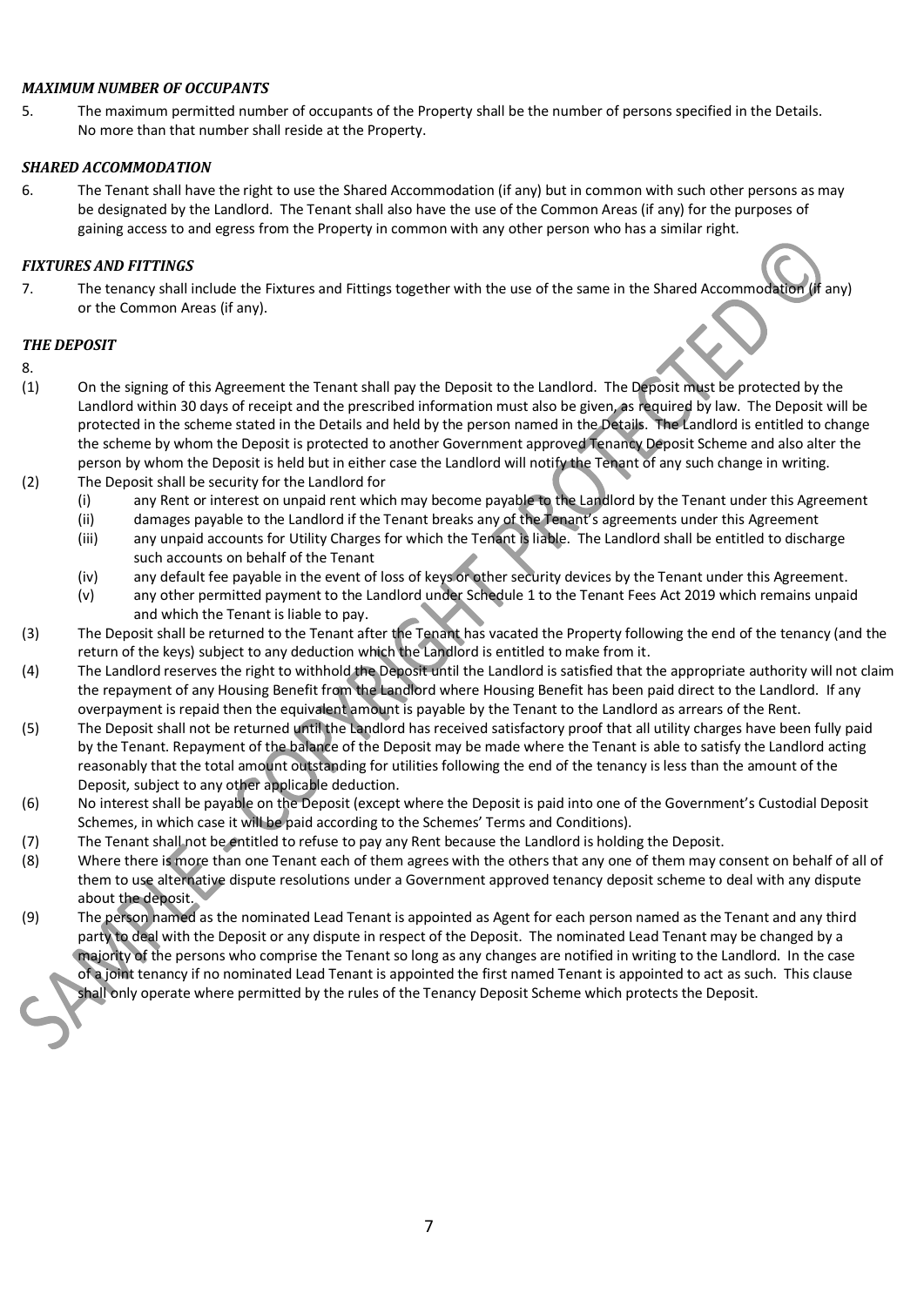***MAXIMUM NUMBER OF OCCUPANTS***

5. The maximum permitted number of occupants of the Property shall be the number of persons specified in the Details. No more than that number shall reside at the Property.

***SHARED ACCOMMODATION***

6. The Tenant shall have the right to use the Shared Accommodation (if any) but in common with such other persons as may be designated by the Landlord. The Tenant shall also have the use of the Common Areas (if any) for the purposes of gaining access to and egress from the Property in common with any other person who has a similar right.

***FIXTURES AND FITTINGS***

7. The tenancy shall include the Fixtures and Fittings together with the use of the same in the Shared Accommodation (if any) or the Common Areas (if any).

***THE DEPOSIT***

8.

(1) On the signing of this Agreement the Tenant shall pay the Deposit to the Landlord. The Deposit must be protected by the Landlord within 30 days of receipt and the prescribed information must also be given, as required by law. The Deposit will be protected in the scheme stated in the Details and held by the person named in the Details. The Landlord is entitled to change the scheme by whom the Deposit is protected to another Government approved Tenancy Deposit Scheme and also alter the person by whom the Deposit is held but in either case the Landlord will notify the Tenant of any such change in writing.

(2) The Deposit shall be security for the Landlord for
  - (i) any Rent or interest on unpaid rent which may become payable to the Landlord by the Tenant under this Agreement
  - (ii) damages payable to the Landlord if the Tenant breaks any of the Tenant's agreements under this Agreement
  - (iii) any unpaid accounts for Utility Charges for which the Tenant is liable. The Landlord shall be entitled to discharge such accounts on behalf of the Tenant
  - (iv) any default fee payable in the event of loss of keys or other security devices by the Tenant under this Agreement.
  - (v) any other permitted payment to the Landlord under Schedule 1 to the Tenant Fees Act 2019 which remains unpaid and which the Tenant is liable to pay.

(3) The Deposit shall be returned to the Tenant after the Tenant has vacated the Property following the end of the tenancy (and the return of the keys) subject to any deduction which the Landlord is entitled to make from it.

(4) The Landlord reserves the right to withhold the Deposit until the Landlord is satisfied that the appropriate authority will not claim the repayment of any Housing Benefit from the Landlord where Housing Benefit has been paid direct to the Landlord. If any overpayment is repaid then the equivalent amount is payable by the Tenant to the Landlord as arrears of the Rent.

(5) The Deposit shall not be returned until the Landlord has received satisfactory proof that all utility charges have been fully paid by the Tenant. Repayment of the balance of the Deposit may be made where the Tenant is able to satisfy the Landlord acting reasonably that the total amount outstanding for utilities following the end of the tenancy is less than the amount of the Deposit, subject to any other applicable deduction.

(6) No interest shall be payable on the Deposit (except where the Deposit is paid into one of the Government's Custodial Deposit Schemes, in which case it will be paid according to the Schemes' Terms and Conditions).

(7) The Tenant shall not be entitled to refuse to pay any Rent because the Landlord is holding the Deposit.

(8) Where there is more than one Tenant each of them agrees with the others that any one of them may consent on behalf of all of them to use alternative dispute resolutions under a Government approved tenancy deposit scheme to deal with any dispute about the deposit.

(9) The person named as the nominated Lead Tenant is appointed as Agent for each person named as the Tenant and any third party to deal with the Deposit or any dispute in respect of the Deposit. The nominated Lead Tenant may be changed by a majority of the persons who comprise the Tenant so long as any changes are notified in writing to the Landlord. In the case of a joint tenancy if no nominated Lead Tenant is appointed the first named Tenant is appointed to act as such. This clause shall only operate where permitted by the rules of the Tenancy Deposit Scheme which protects the Deposit.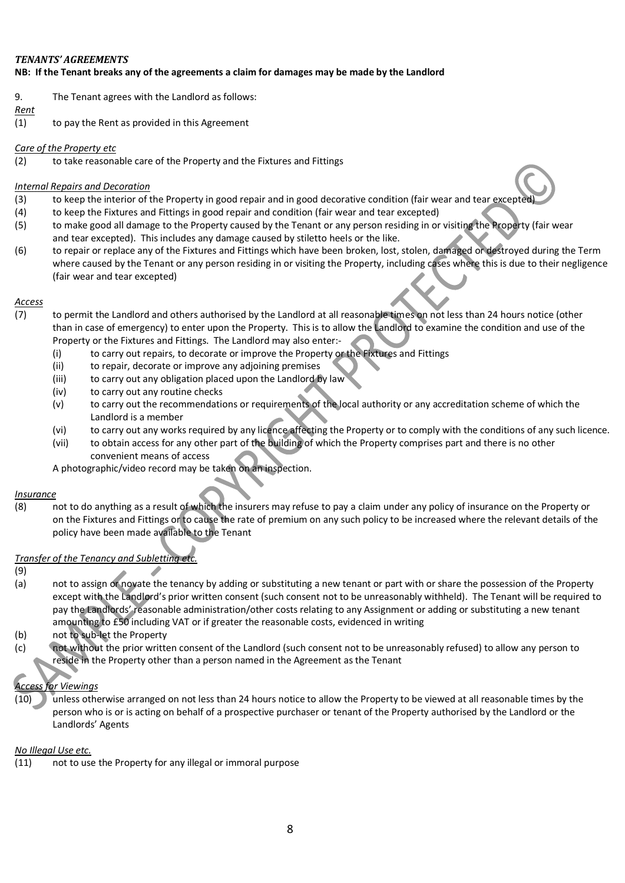***TENANTS' AGREEMENTS***

**NB: If the Tenant breaks any of the agreements a claim for damages may be made by the Landlord**

9. The Tenant agrees with the Landlord as follows:

*Rent*

(1) to pay the Rent as provided in this Agreement

*Care of the Property etc*

(2) to take reasonable care of the Property and the Fixtures and Fittings

*Internal Repairs and Decoration*

(3) to keep the interior of the Property in good repair and in good decorative condition (fair wear and tear excepted)

(4) to keep the Fixtures and Fittings in good repair and condition (fair wear and tear excepted)

(5) to make good all damage to the Property caused by the Tenant or any person residing in or visiting the Property (fair wear and tear excepted). This includes any damage caused by stiletto heels or the like.

(6) to repair or replace any of the Fixtures and Fittings which have been broken, lost, stolen, damaged or destroyed during the Term where caused by the Tenant or any person residing in or visiting the Property, including cases where this is due to their negligence (fair wear and tear excepted)

*Access*

(7) to permit the Landlord and others authorised by the Landlord at all reasonable times on not less than 24 hours notice (other than in case of emergency) to enter upon the Property. This is to allow the Landlord to examine the condition and use of the Property or the Fixtures and Fittings. The Landlord may also enter:-

- (i) to carry out repairs, to decorate or improve the Property or the Fixtures and Fittings
- (ii) to repair, decorate or improve any adjoining premises
- (iii) to carry out any obligation placed upon the Landlord by law
- (iv) to carry out any routine checks
- (v) to carry out the recommendations or requirements of the local authority or any accreditation scheme of which the Landlord is a member
- (vi) to carry out any works required by any licence affecting the Property or to comply with the conditions of any such licence.
- (vii) to obtain access for any other part of the building of which the Property comprises part and there is no other convenient means of access

A photographic/video record may be taken on an inspection.

*Insurance*

(8) not to do anything as a result of which the insurers may refuse to pay a claim under any policy of insurance on the Property or on the Fixtures and Fittings or to cause the rate of premium on any such policy to be increased where the relevant details of the policy have been made available to the Tenant

*Transfer of the Tenancy and Subletting etc.*

(9)

(a) not to assign or novate the tenancy by adding or substituting a new tenant or part with or share the possession of the Property except with the Landlord's prior written consent (such consent not to be unreasonably withheld). The Tenant will be required to pay the Landlords' reasonable administration/other costs relating to any Assignment or adding or substituting a new tenant amounting to £50 including VAT or if greater the reasonable costs, evidenced in writing

(b) not to sub-let the Property

(c) not without the prior written consent of the Landlord (such consent not to be unreasonably refused) to allow any person to reside in the Property other than a person named in the Agreement as the Tenant

*Access for Viewings*

(10) unless otherwise arranged on not less than 24 hours notice to allow the Property to be viewed at all reasonable times by the person who is or is acting on behalf of a prospective purchaser or tenant of the Property authorised by the Landlord or the Landlords' Agents

*No Illegal Use etc.*

(11) not to use the Property for any illegal or immoral purpose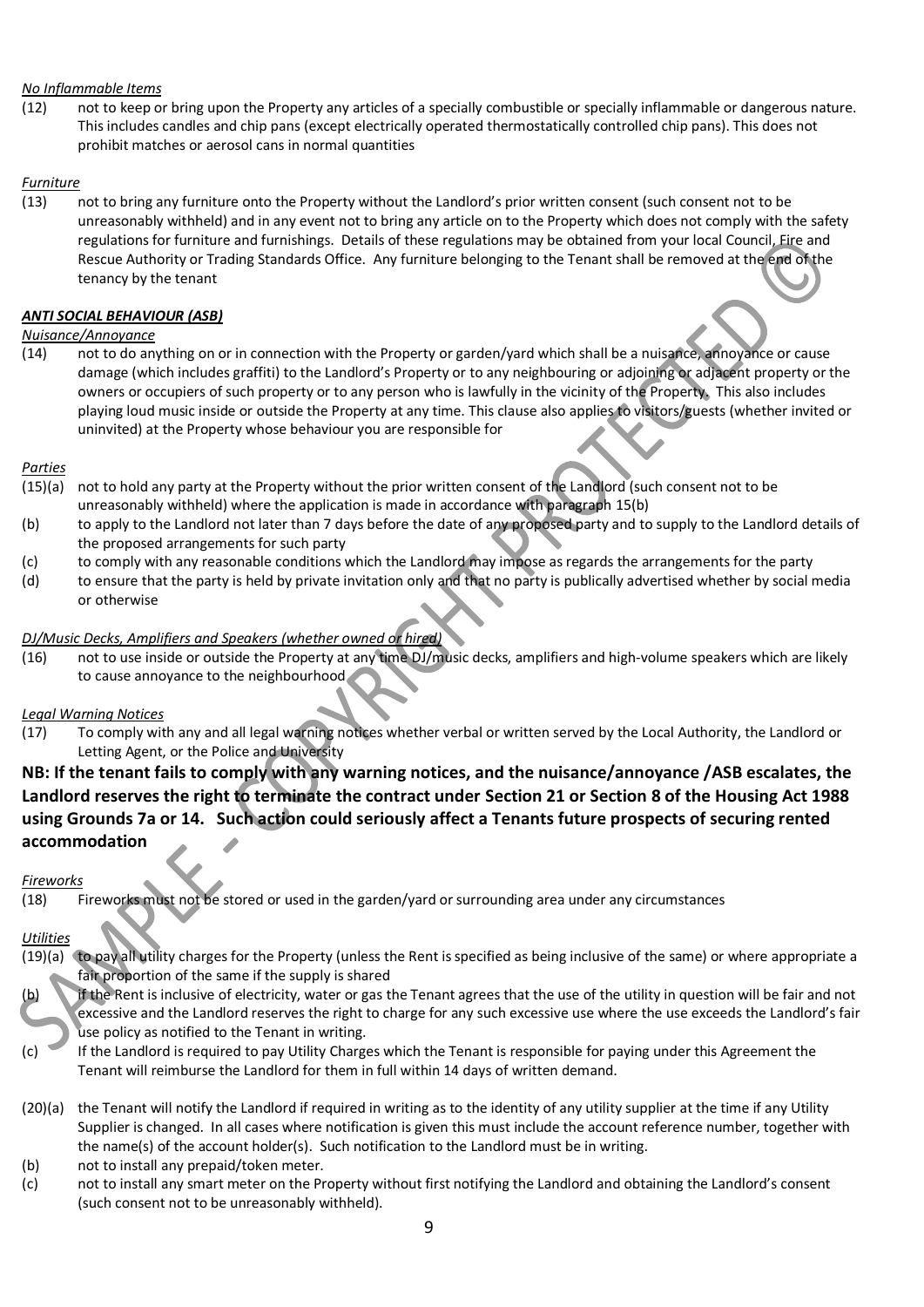*No Inflammable Items*

(12) not to keep or bring upon the Property any articles of a specially combustible or specially inflammable or dangerous nature. This includes candles and chip pans (except electrically operated thermostatically controlled chip pans). This does not prohibit matches or aerosol cans in normal quantities

*Furniture*

(13) not to bring any furniture onto the Property without the Landlord's prior written consent (such consent not to be unreasonably withheld) and in any event not to bring any article on to the Property which does not comply with the safety regulations for furniture and furnishings. Details of these regulations may be obtained from your local Council, Fire and Rescue Authority or Trading Standards Office. Any furniture belonging to the Tenant shall be removed at the end of the tenancy by the tenant

***ANTI SOCIAL BEHAVIOUR (ASB)***

*Nuisance/Annoyance*

(14) not to do anything on or in connection with the Property or garden/yard which shall be a nuisance, annoyance or cause damage (which includes graffiti) to the Landlord's Property or to any neighbouring or adjoining or adjacent property or the owners or occupiers of such property or to any person who is lawfully in the vicinity of the Property. This also includes playing loud music inside or outside the Property at any time. This clause also applies to visitors/guests (whether invited or uninvited) at the Property whose behaviour you are responsible for

*Parties*

(15)(a) not to hold any party at the Property without the prior written consent of the Landlord (such consent not to be unreasonably withheld) where the application is made in accordance with paragraph 15(b)

(b) to apply to the Landlord not later than 7 days before the date of any proposed party and to supply to the Landlord details of the proposed arrangements for such party

(c) to comply with any reasonable conditions which the Landlord may impose as regards the arrangements for the party

(d) to ensure that the party is held by private invitation only and that no party is publically advertised whether by social media or otherwise

*DJ/Music Decks, Amplifiers and Speakers (whether owned or hired)*

(16) not to use inside or outside the Property at any time DJ/music decks, amplifiers and high-volume speakers which are likely to cause annoyance to the neighbourhood

*Legal Warning Notices*

(17) To comply with any and all legal warning notices whether verbal or written served by the Local Authority, the Landlord or Letting Agent, or the Police and University

**NB: If the tenant fails to comply with any warning notices, and the nuisance/annoyance /ASB escalates, the Landlord reserves the right to terminate the contract under Section 21 or Section 8 of the Housing Act 1988 using Grounds 7a or 14. Such action could seriously affect a Tenants future prospects of securing rented accommodation**

*Fireworks*

(18) Fireworks must not be stored or used in the garden/yard or surrounding area under any circumstances

*Utilities*

(19)(a) to pay all utility charges for the Property (unless the Rent is specified as being inclusive of the same) or where appropriate a fair proportion of the same if the supply is shared

(b) if the Rent is inclusive of electricity, water or gas the Tenant agrees that the use of the utility in question will be fair and not excessive and the Landlord reserves the right to charge for any such excessive use where the use exceeds the Landlord's fair use policy as notified to the Tenant in writing.

(c) If the Landlord is required to pay Utility Charges which the Tenant is responsible for paying under this Agreement the Tenant will reimburse the Landlord for them in full within 14 days of written demand.

(20)(a) the Tenant will notify the Landlord if required in writing as to the identity of any utility supplier at the time if any Utility Supplier is changed. In all cases where notification is given this must include the account reference number, together with the name(s) of the account holder(s). Such notification to the Landlord must be in writing.

(b) not to install any prepaid/token meter.

(c) not to install any smart meter on the Property without first notifying the Landlord and obtaining the Landlord's consent (such consent not to be unreasonably withheld).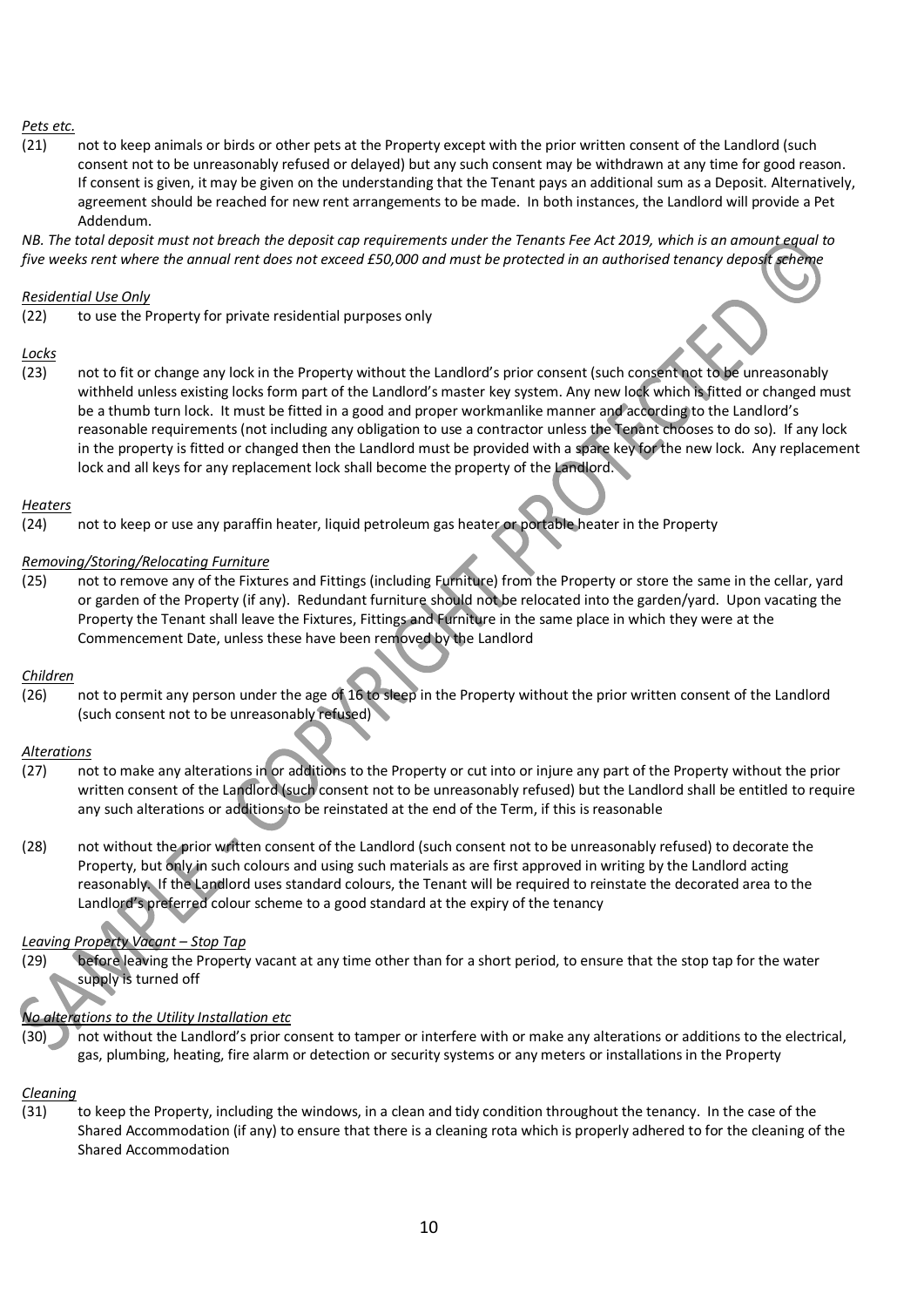*Pets etc.*

(21) not to keep animals or birds or other pets at the Property except with the prior written consent of the Landlord (such consent not to be unreasonably refused or delayed) but any such consent may be withdrawn at any time for good reason. If consent is given, it may be given on the understanding that the Tenant pays an additional sum as a Deposit. Alternatively, agreement should be reached for new rent arrangements to be made. In both instances, the Landlord will provide a Pet Addendum.

*NB. The total deposit must not breach the deposit cap requirements under the Tenants Fee Act 2019, which is an amount equal to five weeks rent where the annual rent does not exceed £50,000 and must be protected in an authorised tenancy deposit scheme*

*Residential Use Only*

(22) to use the Property for private residential purposes only

*Locks*

(23) not to fit or change any lock in the Property without the Landlord's prior consent (such consent not to be unreasonably withheld unless existing locks form part of the Landlord's master key system. Any new lock which is fitted or changed must be a thumb turn lock. It must be fitted in a good and proper workmanlike manner and according to the Landlord's reasonable requirements (not including any obligation to use a contractor unless the Tenant chooses to do so). If any lock in the property is fitted or changed then the Landlord must be provided with a spare key for the new lock. Any replacement lock and all keys for any replacement lock shall become the property of the Landlord.

*Heaters*

(24) not to keep or use any paraffin heater, liquid petroleum gas heater or portable heater in the Property

*Removing/Storing/Relocating Furniture*

(25) not to remove any of the Fixtures and Fittings (including Furniture) from the Property or store the same in the cellar, yard or garden of the Property (if any). Redundant furniture should not be relocated into the garden/yard. Upon vacating the Property the Tenant shall leave the Fixtures, Fittings and Furniture in the same place in which they were at the Commencement Date, unless these have been removed by the Landlord

*Children*

(26) not to permit any person under the age of 16 to sleep in the Property without the prior written consent of the Landlord (such consent not to be unreasonably refused)

*Alterations*

(27) not to make any alterations in or additions to the Property or cut into or injure any part of the Property without the prior written consent of the Landlord (such consent not to be unreasonably refused) but the Landlord shall be entitled to require any such alterations or additions to be reinstated at the end of the Term, if this is reasonable

(28) not without the prior written consent of the Landlord (such consent not to be unreasonably refused) to decorate the Property, but only in such colours and using such materials as are first approved in writing by the Landlord acting reasonably. If the Landlord uses standard colours, the Tenant will be required to reinstate the decorated area to the Landlord's preferred colour scheme to a good standard at the expiry of the tenancy

*Leaving Property Vacant – Stop Tap*

(29) before leaving the Property vacant at any time other than for a short period, to ensure that the stop tap for the water supply is turned off

*No alterations to the Utility Installation etc*

(30) not without the Landlord's prior consent to tamper or interfere with or make any alterations or additions to the electrical, gas, plumbing, heating, fire alarm or detection or security systems or any meters or installations in the Property

*Cleaning*

(31) to keep the Property, including the windows, in a clean and tidy condition throughout the tenancy. In the case of the Shared Accommodation (if any) to ensure that there is a cleaning rota which is properly adhered to for the cleaning of the Shared Accommodation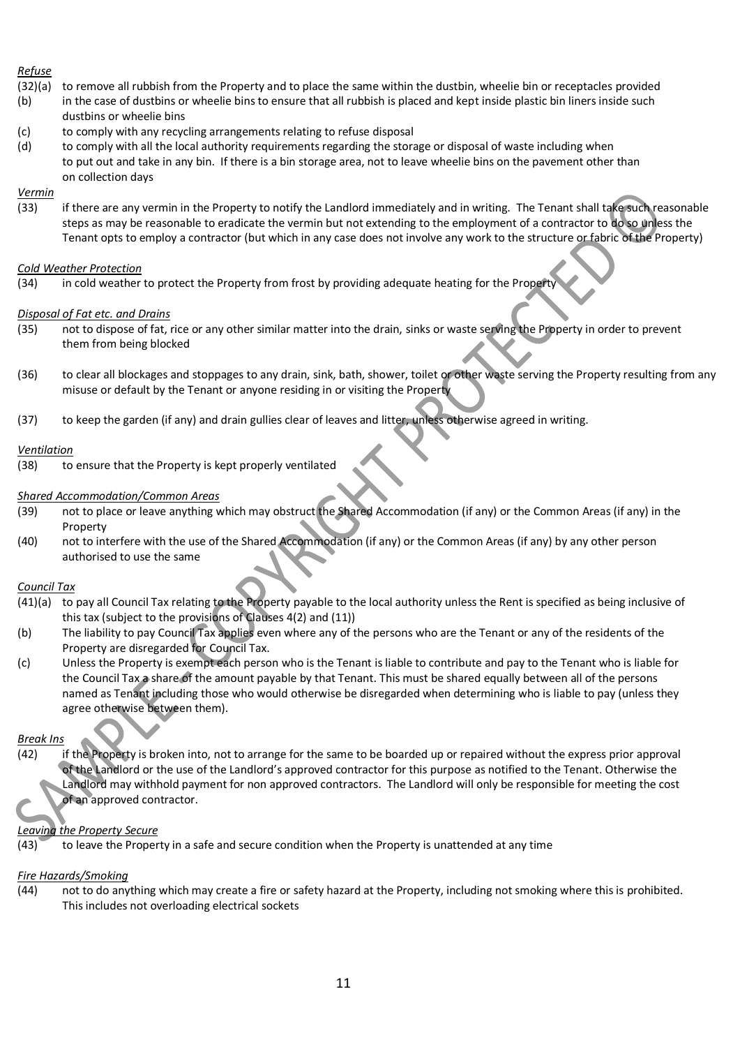*Refuse*

(32)(a) to remove all rubbish from the Property and to place the same within the dustbin, wheelie bin or receptacles provided

(b) in the case of dustbins or wheelie bins to ensure that all rubbish is placed and kept inside plastic bin liners inside such dustbins or wheelie bins

(c) to comply with any recycling arrangements relating to refuse disposal

(d) to comply with all the local authority requirements regarding the storage or disposal of waste including when to put out and take in any bin. If there is a bin storage area, not to leave wheelie bins on the pavement other than on collection days

*Vermin*

(33) if there are any vermin in the Property to notify the Landlord immediately and in writing. The Tenant shall take such reasonable steps as may be reasonable to eradicate the vermin but not extending to the employment of a contractor to do so unless the Tenant opts to employ a contractor (but which in any case does not involve any work to the structure or fabric of the Property)

*Cold Weather Protection*

(34) in cold weather to protect the Property from frost by providing adequate heating for the Property

*Disposal of Fat etc. and Drains*

(35) not to dispose of fat, rice or any other similar matter into the drain, sinks or waste serving the Property in order to prevent them from being blocked

(36) to clear all blockages and stoppages to any drain, sink, bath, shower, toilet or other waste serving the Property resulting from any misuse or default by the Tenant or anyone residing in or visiting the Property

(37) to keep the garden (if any) and drain gullies clear of leaves and litter, unless otherwise agreed in writing.

*Ventilation*

(38) to ensure that the Property is kept properly ventilated

*Shared Accommodation/Common Areas*

(39) not to place or leave anything which may obstruct the Shared Accommodation (if any) or the Common Areas (if any) in the Property

(40) not to interfere with the use of the Shared Accommodation (if any) or the Common Areas (if any) by any other person authorised to use the same

*Council Tax*

(41)(a) to pay all Council Tax relating to the Property payable to the local authority unless the Rent is specified as being inclusive of this tax (subject to the provisions of Clauses 4(2) and (11))

(b) The liability to pay Council Tax applies even where any of the persons who are the Tenant or any of the residents of the Property are disregarded for Council Tax.

(c) Unless the Property is exempt each person who is the Tenant is liable to contribute and pay to the Tenant who is liable for the Council Tax a share of the amount payable by that Tenant. This must be shared equally between all of the persons named as Tenant including those who would otherwise be disregarded when determining who is liable to pay (unless they agree otherwise between them).

*Break Ins*

(42) if the Property is broken into, not to arrange for the same to be boarded up or repaired without the express prior approval of the Landlord or the use of the Landlord's approved contractor for this purpose as notified to the Tenant. Otherwise the Landlord may withhold payment for non approved contractors. The Landlord will only be responsible for meeting the cost of an approved contractor.

*Leaving the Property Secure*

(43) to leave the Property in a safe and secure condition when the Property is unattended at any time

*Fire Hazards/Smoking*

(44) not to do anything which may create a fire or safety hazard at the Property, including not smoking where this is prohibited. This includes not overloading electrical sockets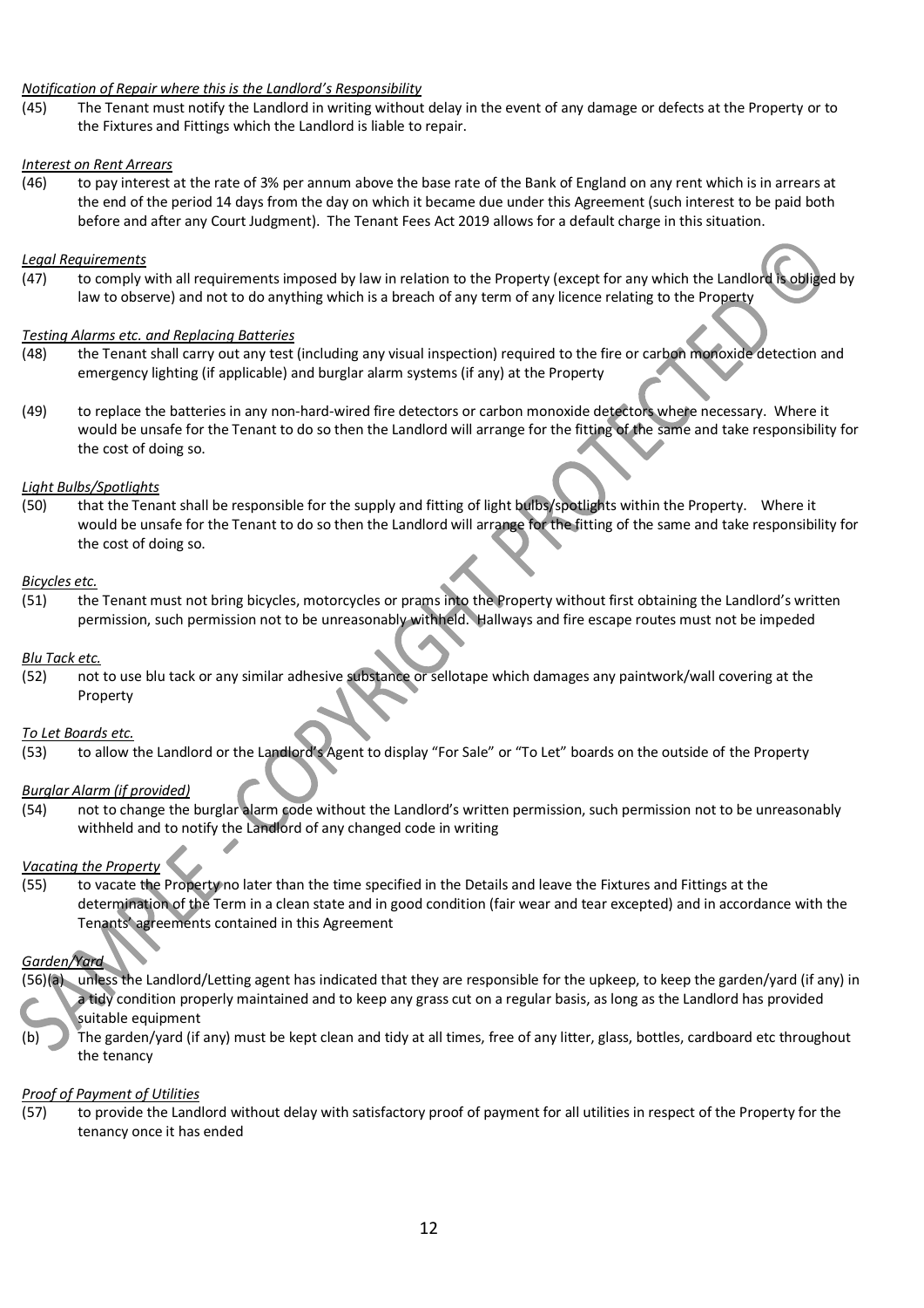*Notification of Repair where this is the Landlord's Responsibility*

(45) The Tenant must notify the Landlord in writing without delay in the event of any damage or defects at the Property or to the Fixtures and Fittings which the Landlord is liable to repair.

*Interest on Rent Arrears*

(46) to pay interest at the rate of 3% per annum above the base rate of the Bank of England on any rent which is in arrears at the end of the period 14 days from the day on which it became due under this Agreement (such interest to be paid both before and after any Court Judgment). The Tenant Fees Act 2019 allows for a default charge in this situation.

*Legal Requirements*

(47) to comply with all requirements imposed by law in relation to the Property (except for any which the Landlord is obliged by law to observe) and not to do anything which is a breach of any term of any licence relating to the Property

*Testing Alarms etc. and Replacing Batteries*

(48) the Tenant shall carry out any test (including any visual inspection) required to the fire or carbon monoxide detection and emergency lighting (if applicable) and burglar alarm systems (if any) at the Property

(49) to replace the batteries in any non-hard-wired fire detectors or carbon monoxide detectors where necessary. Where it would be unsafe for the Tenant to do so then the Landlord will arrange for the fitting of the same and take responsibility for the cost of doing so.

*Light Bulbs/Spotlights*

(50) that the Tenant shall be responsible for the supply and fitting of light bulbs/spotlights within the Property. Where it would be unsafe for the Tenant to do so then the Landlord will arrange for the fitting of the same and take responsibility for the cost of doing so.

*Bicycles etc.*

(51) the Tenant must not bring bicycles, motorcycles or prams into the Property without first obtaining the Landlord's written permission, such permission not to be unreasonably withheld. Hallways and fire escape routes must not be impeded

*Blu Tack etc.*

(52) not to use blu tack or any similar adhesive substance or sellotape which damages any paintwork/wall covering at the Property

*To Let Boards etc.*

(53) to allow the Landlord or the Landlord's Agent to display "For Sale" or "To Let" boards on the outside of the Property

*Burglar Alarm (if provided)*

(54) not to change the burglar alarm code without the Landlord's written permission, such permission not to be unreasonably withheld and to notify the Landlord of any changed code in writing

*Vacating the Property*

(55) to vacate the Property no later than the time specified in the Details and leave the Fixtures and Fittings at the determination of the Term in a clean state and in good condition (fair wear and tear excepted) and in accordance with the Tenants' agreements contained in this Agreement

*Garden/Yard*

(56)(a) unless the Landlord/Letting agent has indicated that they are responsible for the upkeep, to keep the garden/yard (if any) in a tidy condition properly maintained and to keep any grass cut on a regular basis, as long as the Landlord has provided suitable equipment

(b) The garden/yard (if any) must be kept clean and tidy at all times, free of any litter, glass, bottles, cardboard etc throughout the tenancy

*Proof of Payment of Utilities*

(57) to provide the Landlord without delay with satisfactory proof of payment for all utilities in respect of the Property for the tenancy once it has ended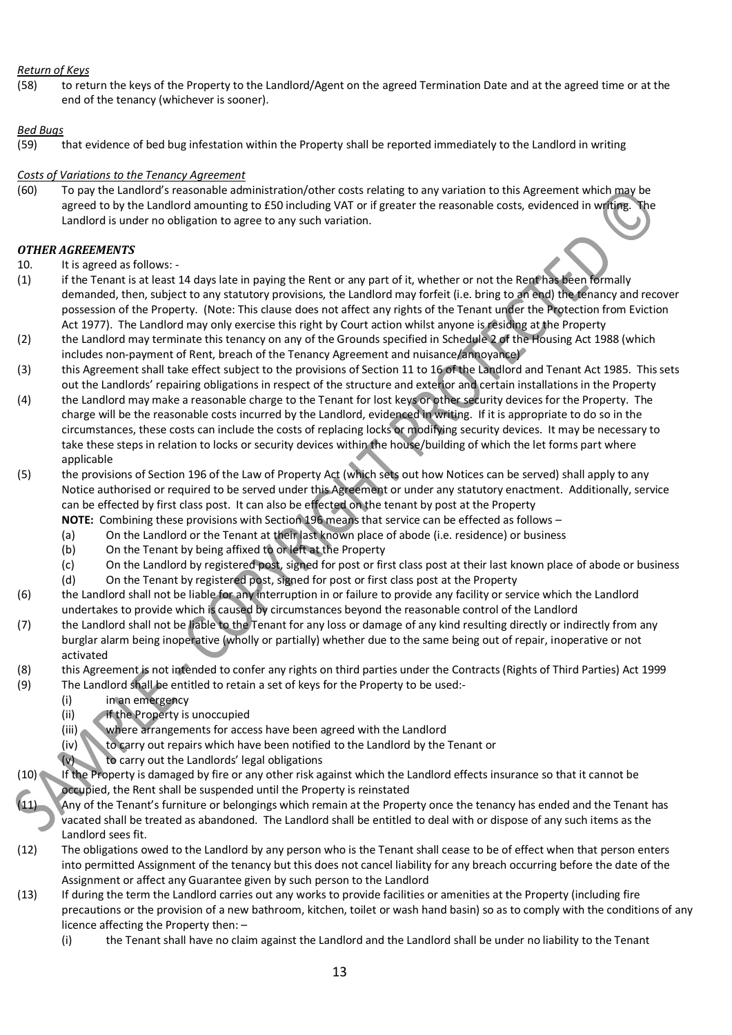*Return of Keys*

(58) to return the keys of the Property to the Landlord/Agent on the agreed Termination Date and at the agreed time or at the end of the tenancy (whichever is sooner).

*Bed Bugs*

(59) that evidence of bed bug infestation within the Property shall be reported immediately to the Landlord in writing

*Costs of Variations to the Tenancy Agreement*

(60) To pay the Landlord's reasonable administration/other costs relating to any variation to this Agreement which may be agreed to by the Landlord amounting to £50 including VAT or if greater the reasonable costs, evidenced in writing. The Landlord is under no obligation to agree to any such variation.

***OTHER AGREEMENTS***

10. It is agreed as follows: -

(1) if the Tenant is at least 14 days late in paying the Rent or any part of it, whether or not the Rent has been formally demanded, then, subject to any statutory provisions, the Landlord may forfeit (i.e. bring to an end) the tenancy and recover possession of the Property. (Note: This clause does not affect any rights of the Tenant under the Protection from Eviction Act 1977). The Landlord may only exercise this right by Court action whilst anyone is residing at the Property

(2) the Landlord may terminate this tenancy on any of the Grounds specified in Schedule 2 of the Housing Act 1988 (which includes non-payment of Rent, breach of the Tenancy Agreement and nuisance/annoyance)

(3) this Agreement shall take effect subject to the provisions of Section 11 to 16 of the Landlord and Tenant Act 1985. This sets out the Landlords' repairing obligations in respect of the structure and exterior and certain installations in the Property

(4) the Landlord may make a reasonable charge to the Tenant for lost keys or other security devices for the Property. The charge will be the reasonable costs incurred by the Landlord, evidenced in writing. If it is appropriate to do so in the circumstances, these costs can include the costs of replacing locks or modifying security devices. It may be necessary to take these steps in relation to locks or security devices within the house/building of which the let forms part where applicable

(5) the provisions of Section 196 of the Law of Property Act (which sets out how Notices can be served) shall apply to any Notice authorised or required to be served under this Agreement or under any statutory enactment. Additionally, service can be effected by first class post. It can also be effected on the tenant by post at the Property

**NOTE:** Combining these provisions with Section 196 means that service can be effected as follows –

  (a) On the Landlord or the Tenant at their last known place of abode (i.e. residence) or business
  (b) On the Tenant by being affixed to or left at the Property
  (c) On the Landlord by registered post, signed for post or first class post at their last known place of abode or business
  (d) On the Tenant by registered post, signed for post or first class post at the Property

(6) the Landlord shall not be liable for any interruption in or failure to provide any facility or service which the Landlord undertakes to provide which is caused by circumstances beyond the reasonable control of the Landlord

(7) the Landlord shall not be liable to the Tenant for any loss or damage of any kind resulting directly or indirectly from any burglar alarm being inoperative (wholly or partially) whether due to the same being out of repair, inoperative or not activated

(8) this Agreement is not intended to confer any rights on third parties under the Contracts (Rights of Third Parties) Act 1999

(9) The Landlord shall be entitled to retain a set of keys for the Property to be used:-

  (i) in an emergency
  (ii) if the Property is unoccupied
  (iii) where arrangements for access have been agreed with the Landlord
  (iv) to carry out repairs which have been notified to the Landlord by the Tenant or
  (v) to carry out the Landlords' legal obligations

(10) If the Property is damaged by fire or any other risk against which the Landlord effects insurance so that it cannot be occupied, the Rent shall be suspended until the Property is reinstated

(11) Any of the Tenant's furniture or belongings which remain at the Property once the tenancy has ended and the Tenant has vacated shall be treated as abandoned. The Landlord shall be entitled to deal with or dispose of any such items as the Landlord sees fit.

(12) The obligations owed to the Landlord by any person who is the Tenant shall cease to be of effect when that person enters into permitted Assignment of the tenancy but this does not cancel liability for any breach occurring before the date of the Assignment or affect any Guarantee given by such person to the Landlord

(13) If during the term the Landlord carries out any works to provide facilities or amenities at the Property (including fire precautions or the provision of a new bathroom, kitchen, toilet or wash hand basin) so as to comply with the conditions of any licence affecting the Property then: –

  (i) the Tenant shall have no claim against the Landlord and the Landlord shall be under no liability to the Tenant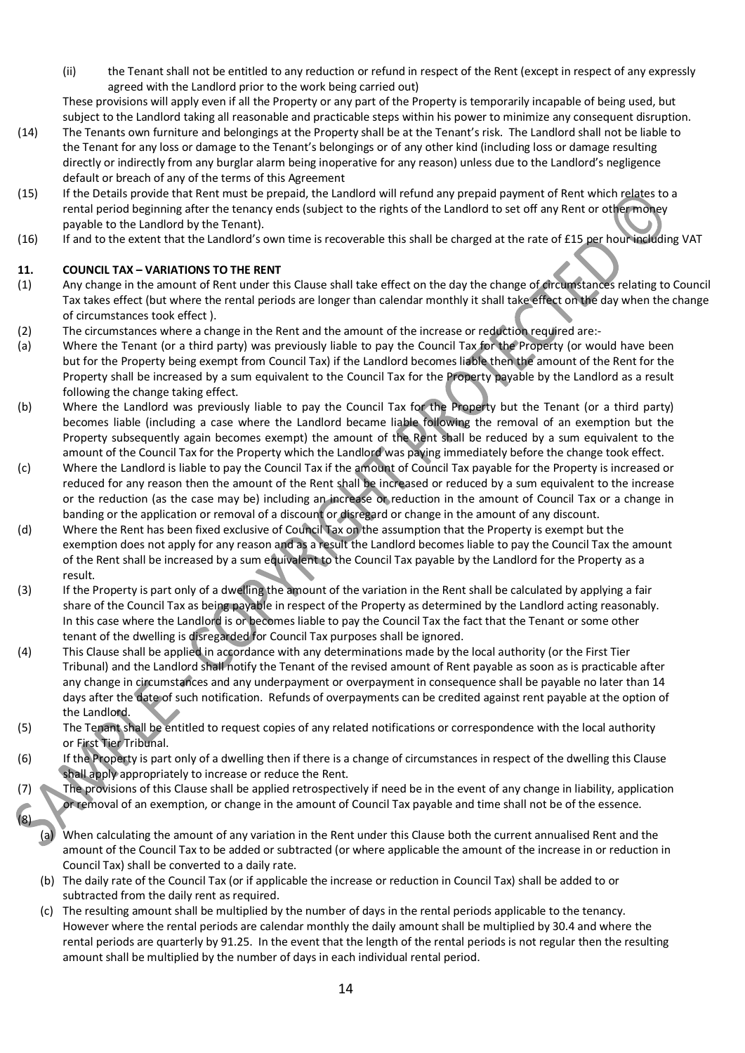(ii) the Tenant shall not be entitled to any reduction or refund in respect of the Rent (except in respect of any expressly agreed with the Landlord prior to the work being carried out)

These provisions will apply even if all the Property or any part of the Property is temporarily incapable of being used, but subject to the Landlord taking all reasonable and practicable steps within his power to minimize any consequent disruption.

(14) The Tenants own furniture and belongings at the Property shall be at the Tenant's risk. The Landlord shall not be liable to the Tenant for any loss or damage to the Tenant's belongings or of any other kind (including loss or damage resulting directly or indirectly from any burglar alarm being inoperative for any reason) unless due to the Landlord's negligence default or breach of any of the terms of this Agreement

(15) If the Details provide that Rent must be prepaid, the Landlord will refund any prepaid payment of Rent which relates to a rental period beginning after the tenancy ends (subject to the rights of the Landlord to set off any Rent or other money payable to the Landlord by the Tenant).

(16) If and to the extent that the Landlord's own time is recoverable this shall be charged at the rate of £15 per hour including VAT

## 11. COUNCIL TAX – VARIATIONS TO THE RENT

(1) Any change in the amount of Rent under this Clause shall take effect on the day the change of circumstances relating to Council Tax takes effect (but where the rental periods are longer than calendar monthly it shall take effect on the day when the change of circumstances took effect ).

(2) The circumstances where a change in the Rent and the amount of the increase or reduction required are:-

(a) Where the Tenant (or a third party) was previously liable to pay the Council Tax for the Property (or would have been but for the Property being exempt from Council Tax) if the Landlord becomes liable then the amount of the Rent for the Property shall be increased by a sum equivalent to the Council Tax for the Property payable by the Landlord as a result following the change taking effect.

(b) Where the Landlord was previously liable to pay the Council Tax for the Property but the Tenant (or a third party) becomes liable (including a case where the Landlord became liable following the removal of an exemption but the Property subsequently again becomes exempt) the amount of the Rent shall be reduced by a sum equivalent to the amount of the Council Tax for the Property which the Landlord was paying immediately before the change took effect.

(c) Where the Landlord is liable to pay the Council Tax if the amount of Council Tax payable for the Property is increased or reduced for any reason then the amount of the Rent shall be increased or reduced by a sum equivalent to the increase or the reduction (as the case may be) including an increase or reduction in the amount of Council Tax or a change in banding or the application or removal of a discount or disregard or change in the amount of any discount.

(d) Where the Rent has been fixed exclusive of Council Tax on the assumption that the Property is exempt but the exemption does not apply for any reason and as a result the Landlord becomes liable to pay the Council Tax the amount of the Rent shall be increased by a sum equivalent to the Council Tax payable by the Landlord for the Property as a result.

(3) If the Property is part only of a dwelling the amount of the variation in the Rent shall be calculated by applying a fair share of the Council Tax as being payable in respect of the Property as determined by the Landlord acting reasonably. In this case where the Landlord is or becomes liable to pay the Council Tax the fact that the Tenant or some other tenant of the dwelling is disregarded for Council Tax purposes shall be ignored.

(4) This Clause shall be applied in accordance with any determinations made by the local authority (or the First Tier Tribunal) and the Landlord shall notify the Tenant of the revised amount of Rent payable as soon as is practicable after any change in circumstances and any underpayment or overpayment in consequence shall be payable no later than 14 days after the date of such notification. Refunds of overpayments can be credited against rent payable at the option of the Landlord.

(5) The Tenant shall be entitled to request copies of any related notifications or correspondence with the local authority or First Tier Tribunal.

(6) If the Property is part only of a dwelling then if there is a change of circumstances in respect of the dwelling this Clause shall apply appropriately to increase or reduce the Rent.

(7) The provisions of this Clause shall be applied retrospectively if need be in the event of any change in liability, application or removal of an exemption, or change in the amount of Council Tax payable and time shall not be of the essence.

(8)

(a) When calculating the amount of any variation in the Rent under this Clause both the current annualised Rent and the amount of the Council Tax to be added or subtracted (or where applicable the amount of the increase in or reduction in Council Tax) shall be converted to a daily rate.

(b) The daily rate of the Council Tax (or if applicable the increase or reduction in Council Tax) shall be added to or subtracted from the daily rent as required.

(c) The resulting amount shall be multiplied by the number of days in the rental periods applicable to the tenancy. However where the rental periods are calendar monthly the daily amount shall be multiplied by 30.4 and where the rental periods are quarterly by 91.25. In the event that the length of the rental periods is not regular then the resulting amount shall be multiplied by the number of days in each individual rental period.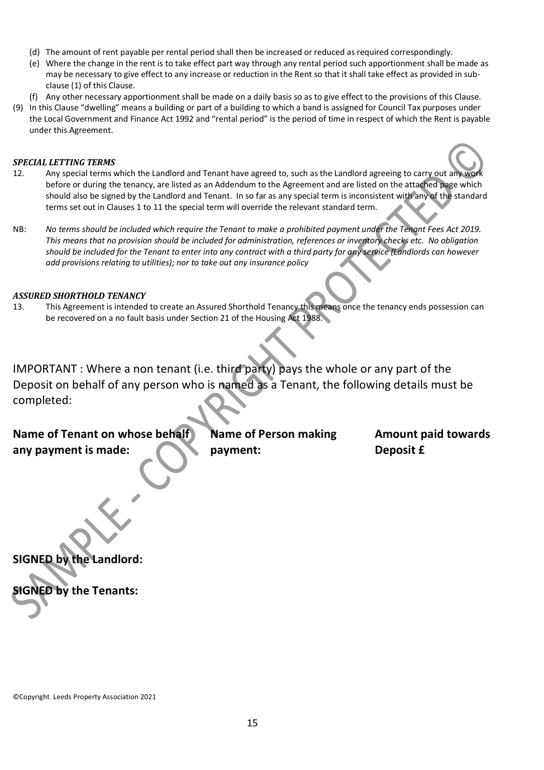(d) The amount of rent payable per rental period shall then be increased or reduced as required correspondingly.

(e) Where the change in the rent is to take effect part way through any rental period such apportionment shall be made as may be necessary to give effect to any increase or reduction in the Rent so that it shall take effect as provided in sub-clause (1) of this Clause.

(f) Any other necessary apportionment shall be made on a daily basis so as to give effect to the provisions of this Clause.

(9) In this Clause "dwelling" means a building or part of a building to which a band is assigned for Council Tax purposes under the Local Government and Finance Act 1992 and "rental period" is the period of time in respect of which the Rent is payable under this Agreement.

***SPECIAL LETTING TERMS***

12. Any special terms which the Landlord and Tenant have agreed to, such as the Landlord agreeing to carry out any work before or during the tenancy, are listed as an Addendum to the Agreement and are listed on the attached page which should also be signed by the Landlord and Tenant. In so far as any special term is inconsistent with any of the standard terms set out in Clauses 1 to 11 the special term will override the relevant standard term.

NB: *No terms should be included which require the Tenant to make a prohibited payment under the Tenant Fees Act 2019. This means that no provision should be included for administration, references or inventory checks etc. No obligation should be included for the Tenant to enter into any contract with a third party for any service (Landlords can however add provisions relating to utilities); nor to take out any insurance policy*

***ASSURED SHORTHOLD TENANCY***

13. This Agreement is intended to create an Assured Shorthold Tenancy this means once the tenancy ends possession can be recovered on a no fault basis under Section 21 of the Housing Act 1988.

IMPORTANT : Where a non tenant (i.e. third party) pays the whole or any part of the Deposit on behalf of any person who is named as a Tenant, the following details must be completed:

| Name of Tenant on whose behalf any payment is made: | Name of Person making payment: | Amount paid towards Deposit £ |
|---|---|---|
| | | |

**SIGNED by the Landlord:**

**SIGNED by the Tenants:**

©Copyright Leeds Property Association 2021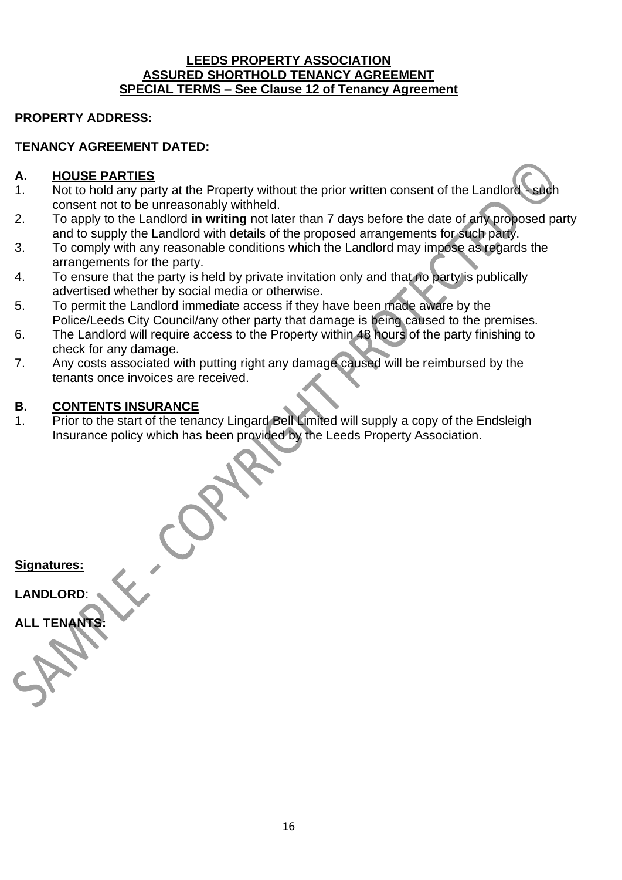**LEEDS PROPERTY ASSOCIATION**
**ASSURED SHORTHOLD TENANCY AGREEMENT**
**SPECIAL TERMS – See Clause 12 of Tenancy Agreement**

**PROPERTY ADDRESS:**

**TENANCY AGREEMENT DATED:**

## A. HOUSE PARTIES

1. Not to hold any party at the Property without the prior written consent of the Landlord - such consent not to be unreasonably withheld.
2. To apply to the Landlord **in writing** not later than 7 days before the date of any proposed party and to supply the Landlord with details of the proposed arrangements for such party.
3. To comply with any reasonable conditions which the Landlord may impose as regards the arrangements for the party.
4. To ensure that the party is held by private invitation only and that no party is publically advertised whether by social media or otherwise.
5. To permit the Landlord immediate access if they have been made aware by the Police/Leeds City Council/any other party that damage is being caused to the premises.
6. The Landlord will require access to the Property within 48 hours of the party finishing to check for any damage.
7. Any costs associated with putting right any damage caused will be reimbursed by the tenants once invoices are received.

## B. CONTENTS INSURANCE

1. Prior to the start of the tenancy Lingard Bell Limited will supply a copy of the Endsleigh Insurance policy which has been provided by the Leeds Property Association.

**Signatures:**

**LANDLORD**:

**ALL TENANTS:**

SAMPLE - COPYRIGHT PROTECTED ©